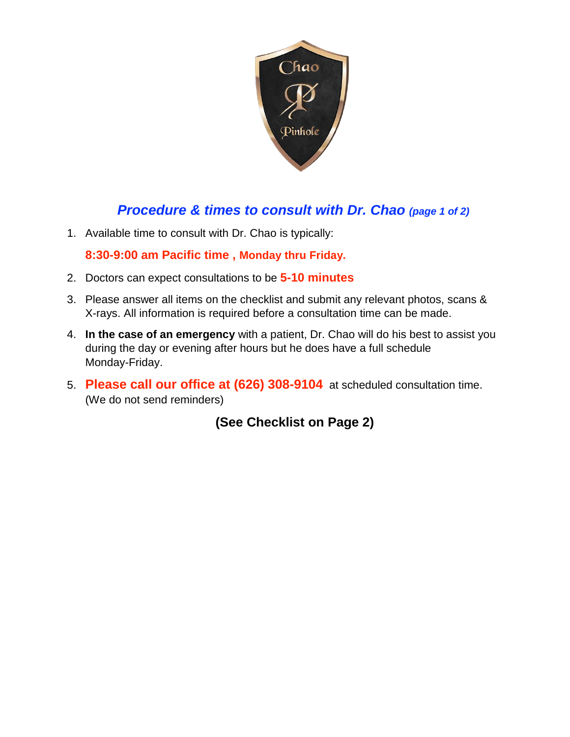## *Procedure & times to consult with Dr. Chao (page 1 of 2)*

1. Available time to consult with Dr. Chao is typically:

   **8:30-9:00 am Pacific time , Monday thru Friday.**

2. Doctors can expect consultations to be **5-10 minutes**

3. Please answer all items on the checklist and submit any relevant photos, scans & X-rays. All information is required before a consultation time can be made.

4. **In the case of an emergency** with a patient, Dr. Chao will do his best to assist you during the day or evening after hours but he does have a full schedule Monday-Friday.

5. **Please call our office at (626) 308-9104** at scheduled consultation time. (We do not send reminders)

**(See Checklist on Page 2)**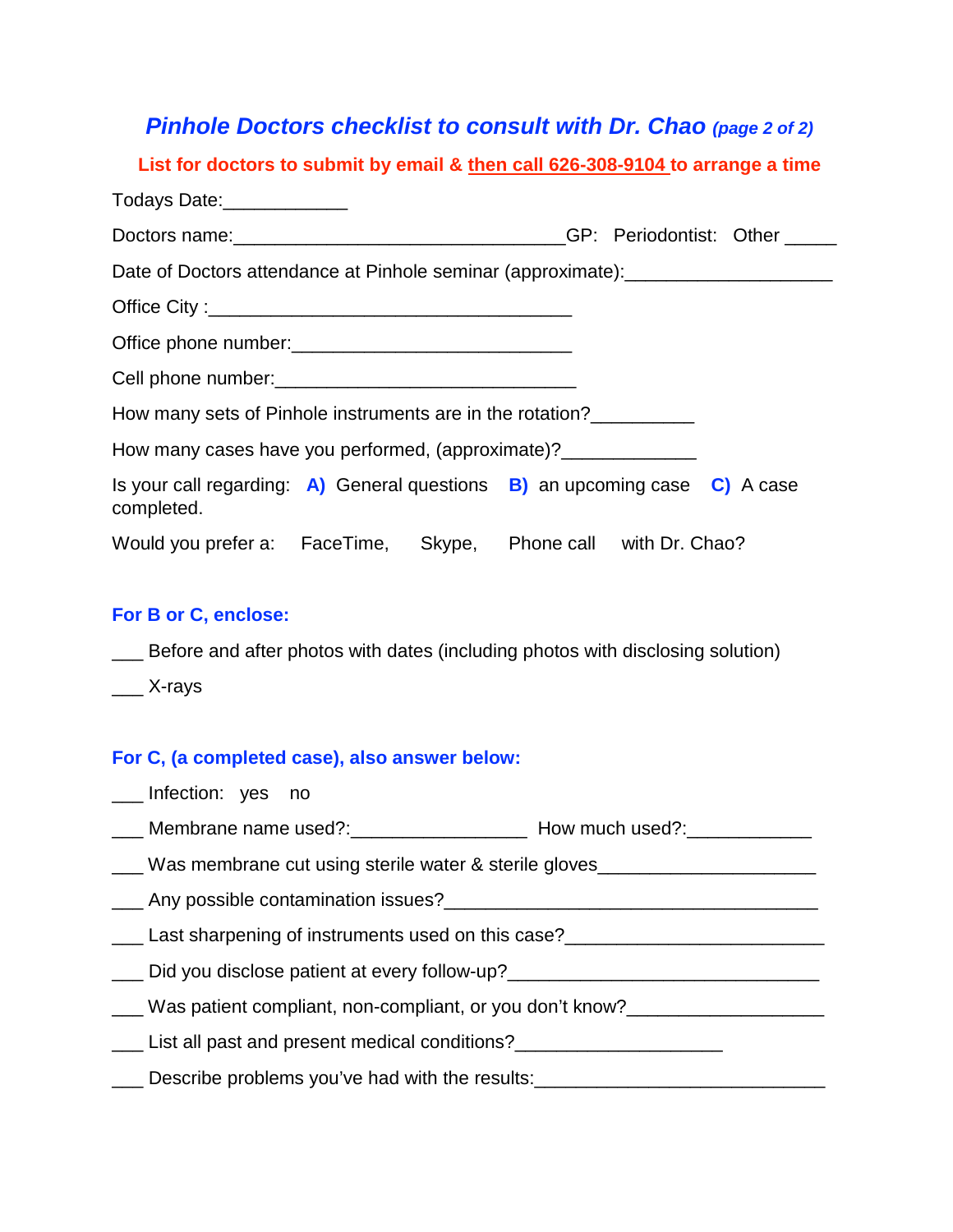# *Pinhole Doctors checklist to consult with Dr. Chao* ***(page 2 of 2)***

**List for doctors to submit by email & then call 626-308-9104 to arrange a time**

Todays Date:____________

Doctors name:________________________________GP: Periodontist: Other _____

Date of Doctors attendance at Pinhole seminar (approximate):____________________

Office City :___________________________________

Office phone number:___________________________

Cell phone number:_____________________________

How many sets of Pinhole instruments are in the rotation?__________

How many cases have you performed, (approximate)?_____________

Is your call regarding: **A)** General questions **B)** an upcoming case **C)** A case completed.

Would you prefer a: FaceTime, Skype, Phone call with Dr. Chao?

**For B or C, enclose:**

___ Before and after photos with dates (including photos with disclosing solution)

___ X-rays

**For C, (a completed case), also answer below:**

___ Infection: yes no

___ Membrane name used?:_________________ How much used?:____________

___ Was membrane cut using sterile water & sterile gloves_____________________

___ Any possible contamination issues?_____________________________________

___ Last sharpening of instruments used on this case?_________________________

___ Did you disclose patient at every follow-up?_______________________________

___ Was patient compliant, non-compliant, or you don't know?__________________

___ List all past and present medical conditions?____________________

___ Describe problems you've had with the results:____________________________